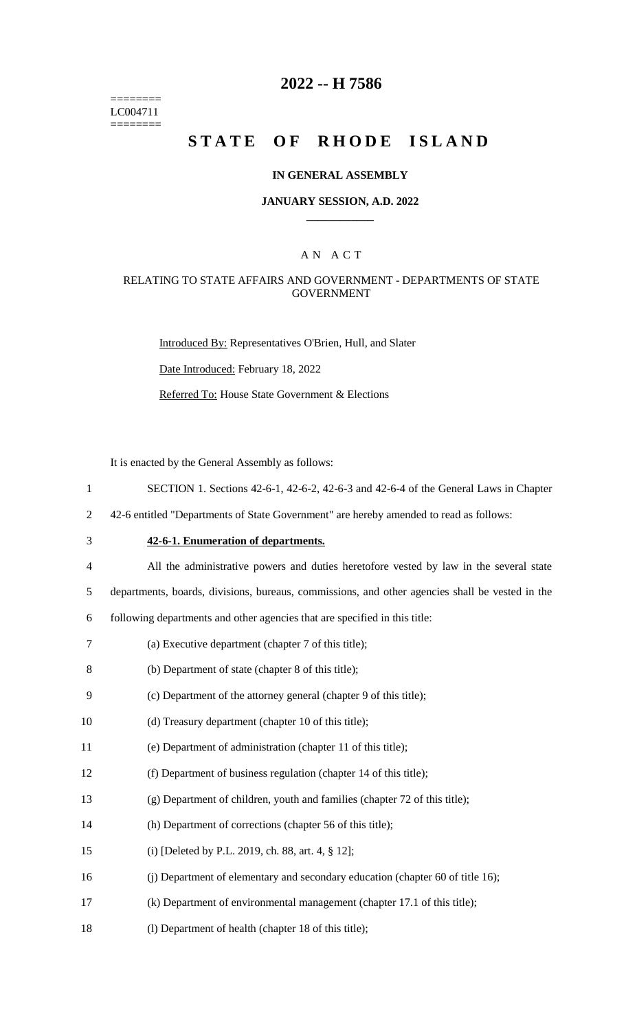========
LC004711
========

# 2022 -- H 7586

# STATE OF RHODE ISLAND

### IN GENERAL ASSEMBLY

### JANUARY SESSION, A.D. 2022

## A N A C T

### RELATING TO STATE AFFAIRS AND GOVERNMENT - DEPARTMENTS OF STATE GOVERNMENT

Introduced By: Representatives O'Brien, Hull, and Slater

Date Introduced: February 18, 2022

Referred To: House State Government & Elections

It is enacted by the General Assembly as follows:

1 SECTION 1. Sections 42-6-1, 42-6-2, 42-6-3 and 42-6-4 of the General Laws in Chapter
2 42-6 entitled "Departments of State Government" are hereby amended to read as follows:

3 **42-6-1. Enumeration of departments.**

4 All the administrative powers and duties heretofore vested by law in the several state
5 departments, boards, divisions, bureaus, commissions, and other agencies shall be vested in the
6 following departments and other agencies that are specified in this title:

7 (a) Executive department (chapter 7 of this title);

8 (b) Department of state (chapter 8 of this title);

9 (c) Department of the attorney general (chapter 9 of this title);

10 (d) Treasury department (chapter 10 of this title);

11 (e) Department of administration (chapter 11 of this title);

12 (f) Department of business regulation (chapter 14 of this title);

13 (g) Department of children, youth and families (chapter 72 of this title);

14 (h) Department of corrections (chapter 56 of this title);

15 (i) [Deleted by P.L. 2019, ch. 88, art. 4, § 12];

16 (j) Department of elementary and secondary education (chapter 60 of title 16);

17 (k) Department of environmental management (chapter 17.1 of this title);

18 (l) Department of health (chapter 18 of this title);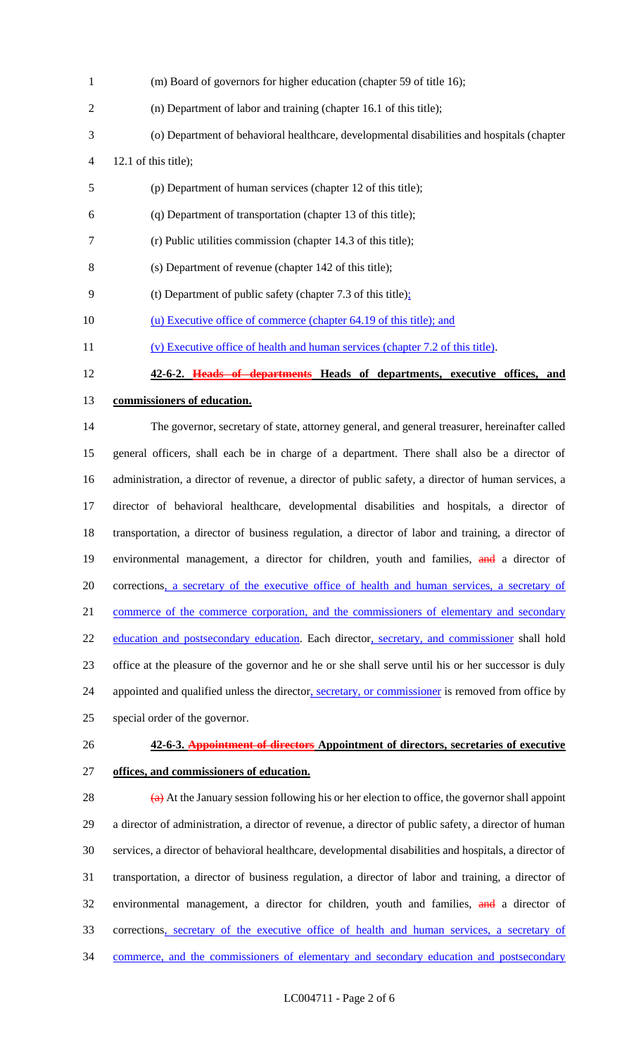(m) Board of governors for higher education (chapter 59 of title 16);

(n) Department of labor and training (chapter 16.1 of this title);

(o) Department of behavioral healthcare, developmental disabilities and hospitals (chapter 12.1 of this title);

(p) Department of human services (chapter 12 of this title);

(q) Department of transportation (chapter 13 of this title);

(r) Public utilities commission (chapter 14.3 of this title);

(s) Department of revenue (chapter 142 of this title);

(t) Department of public safety (chapter 7.3 of this title);

(u) Executive office of commerce (chapter 64.19 of this title); and

(v) Executive office of health and human services (chapter 7.2 of this title).

**42-6-2. ~~Heads of departments~~ Heads of departments, executive offices, and commissioners of education.**

The governor, secretary of state, attorney general, and general treasurer, hereinafter called general officers, shall each be in charge of a department. There shall also be a director of administration, a director of revenue, a director of public safety, a director of human services, a director of behavioral healthcare, developmental disabilities and hospitals, a director of transportation, a director of business regulation, a director of labor and training, a director of environmental management, a director for children, youth and families, ~~and~~ a director of corrections, a secretary of the executive office of health and human services, a secretary of commerce of the commerce corporation, and the commissioners of elementary and secondary education and postsecondary education. Each director, secretary, and commissioner shall hold office at the pleasure of the governor and he or she shall serve until his or her successor is duly appointed and qualified unless the director, secretary, or commissioner is removed from office by special order of the governor.

**42-6-3. ~~Appointment of directors~~ Appointment of directors, secretaries of executive offices, and commissioners of education.**

~~(a)~~ At the January session following his or her election to office, the governor shall appoint a director of administration, a director of revenue, a director of public safety, a director of human services, a director of behavioral healthcare, developmental disabilities and hospitals, a director of transportation, a director of business regulation, a director of labor and training, a director of environmental management, a director for children, youth and families, ~~and~~ a director of corrections, secretary of the executive office of health and human services, a secretary of commerce, and the commissioners of elementary and secondary education and postsecondary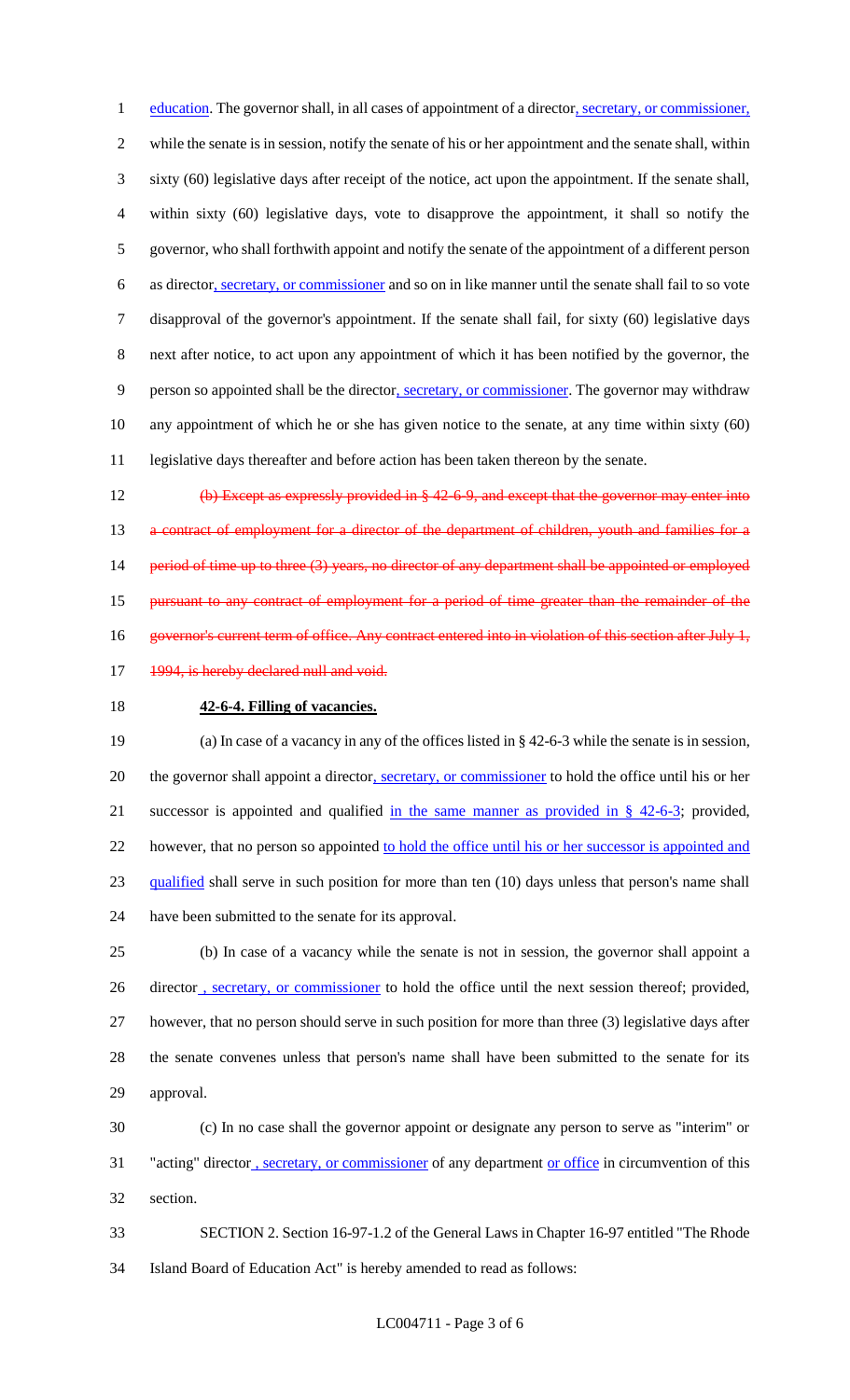education. The governor shall, in all cases of appointment of a director, secretary, or commissioner, while the senate is in session, notify the senate of his or her appointment and the senate shall, within sixty (60) legislative days after receipt of the notice, act upon the appointment. If the senate shall, within sixty (60) legislative days, vote to disapprove the appointment, it shall so notify the governor, who shall forthwith appoint and notify the senate of the appointment of a different person as director, secretary, or commissioner and so on in like manner until the senate shall fail to so vote disapproval of the governor's appointment. If the senate shall fail, for sixty (60) legislative days next after notice, to act upon any appointment of which it has been notified by the governor, the person so appointed shall be the director, secretary, or commissioner. The governor may withdraw any appointment of which he or she has given notice to the senate, at any time within sixty (60) legislative days thereafter and before action has been taken thereon by the senate.

~~(b) Except as expressly provided in § 42-6-9, and except that the governor may enter into a contract of employment for a director of the department of children, youth and families for a period of time up to three (3) years, no director of any department shall be appointed or employed pursuant to any contract of employment for a period of time greater than the remainder of the governor's current term of office. Any contract entered into in violation of this section after July 1, 1994, is hereby declared null and void.~~

**42-6-4. Filling of vacancies.**

(a) In case of a vacancy in any of the offices listed in § 42-6-3 while the senate is in session, the governor shall appoint a director, secretary, or commissioner to hold the office until his or her successor is appointed and qualified in the same manner as provided in § 42-6-3; provided, however, that no person so appointed to hold the office until his or her successor is appointed and qualified shall serve in such position for more than ten (10) days unless that person's name shall have been submitted to the senate for its approval.

(b) In case of a vacancy while the senate is not in session, the governor shall appoint a director , secretary, or commissioner to hold the office until the next session thereof; provided, however, that no person should serve in such position for more than three (3) legislative days after the senate convenes unless that person's name shall have been submitted to the senate for its approval.

(c) In no case shall the governor appoint or designate any person to serve as "interim" or "acting" director , secretary, or commissioner of any department or office in circumvention of this section.

SECTION 2. Section 16-97-1.2 of the General Laws in Chapter 16-97 entitled "The Rhode Island Board of Education Act" is hereby amended to read as follows: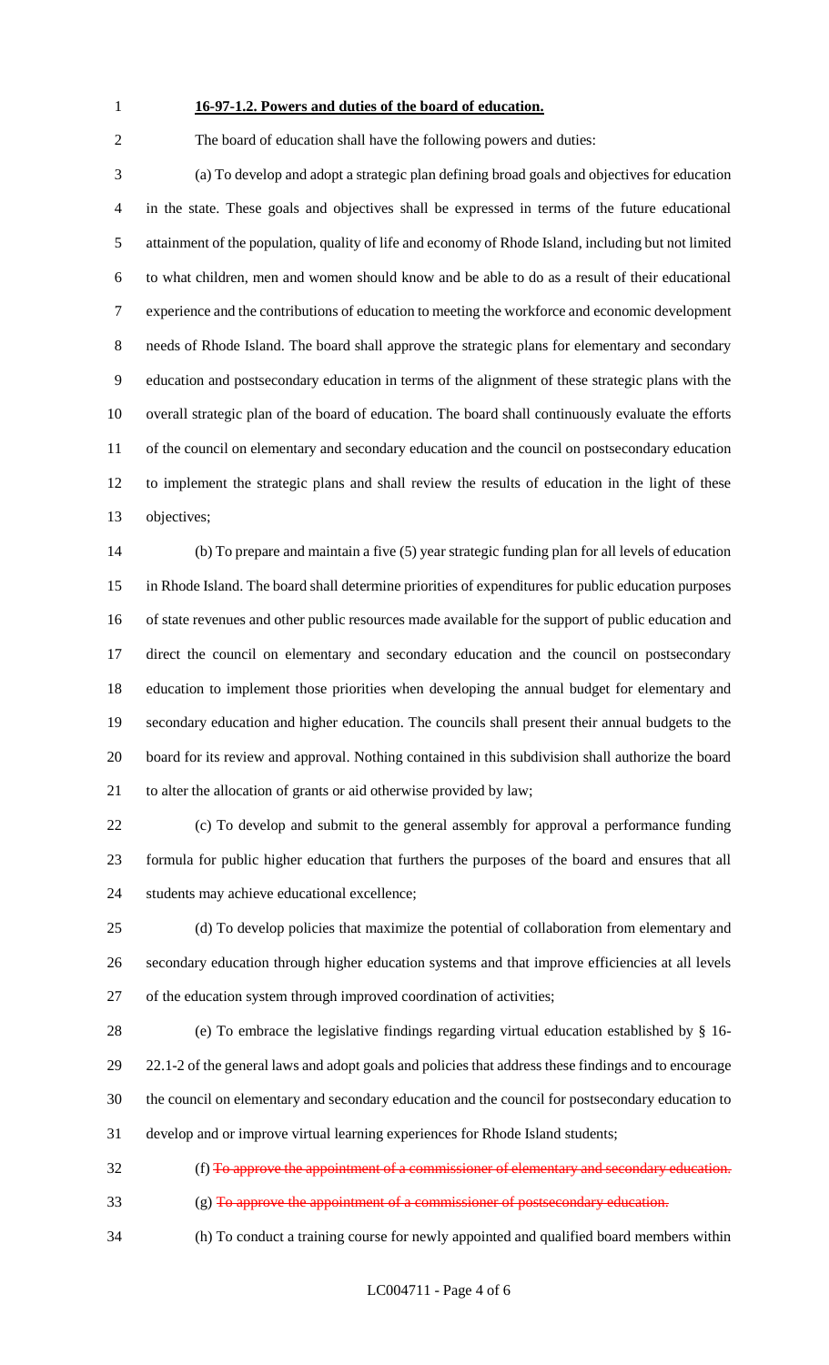**16-97-1.2. Powers and duties of the board of education.**

The board of education shall have the following powers and duties:

(a) To develop and adopt a strategic plan defining broad goals and objectives for education in the state. These goals and objectives shall be expressed in terms of the future educational attainment of the population, quality of life and economy of Rhode Island, including but not limited to what children, men and women should know and be able to do as a result of their educational experience and the contributions of education to meeting the workforce and economic development needs of Rhode Island. The board shall approve the strategic plans for elementary and secondary education and postsecondary education in terms of the alignment of these strategic plans with the overall strategic plan of the board of education. The board shall continuously evaluate the efforts of the council on elementary and secondary education and the council on postsecondary education to implement the strategic plans and shall review the results of education in the light of these objectives;

(b) To prepare and maintain a five (5) year strategic funding plan for all levels of education in Rhode Island. The board shall determine priorities of expenditures for public education purposes of state revenues and other public resources made available for the support of public education and direct the council on elementary and secondary education and the council on postsecondary education to implement those priorities when developing the annual budget for elementary and secondary education and higher education. The councils shall present their annual budgets to the board for its review and approval. Nothing contained in this subdivision shall authorize the board to alter the allocation of grants or aid otherwise provided by law;

(c) To develop and submit to the general assembly for approval a performance funding formula for public higher education that furthers the purposes of the board and ensures that all students may achieve educational excellence;

(d) To develop policies that maximize the potential of collaboration from elementary and secondary education through higher education systems and that improve efficiencies at all levels of the education system through improved coordination of activities;

(e) To embrace the legislative findings regarding virtual education established by § 16-22.1-2 of the general laws and adopt goals and policies that address these findings and to encourage the council on elementary and secondary education and the council for postsecondary education to develop and or improve virtual learning experiences for Rhode Island students;

(f) ~~To approve the appointment of a commissioner of elementary and secondary education.~~

(g) ~~To approve the appointment of a commissioner of postsecondary education.~~

(h) To conduct a training course for newly appointed and qualified board members within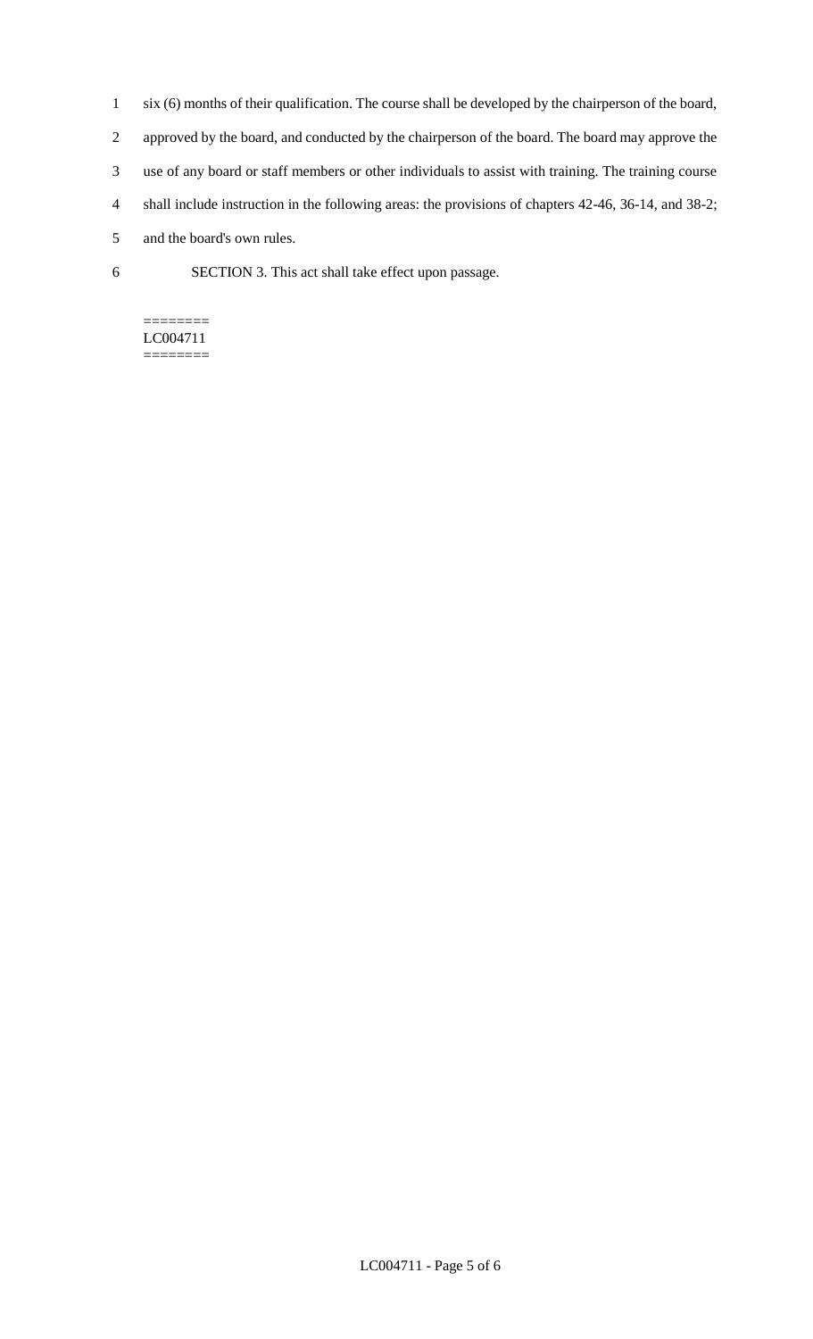six (6) months of their qualification. The course shall be developed by the chairperson of the board, approved by the board, and conducted by the chairperson of the board. The board may approve the use of any board or staff members or other individuals to assist with training. The training course shall include instruction in the following areas: the provisions of chapters 42-46, 36-14, and 38-2; and the board's own rules.

SECTION 3. This act shall take effect upon passage.

========
LC004711
========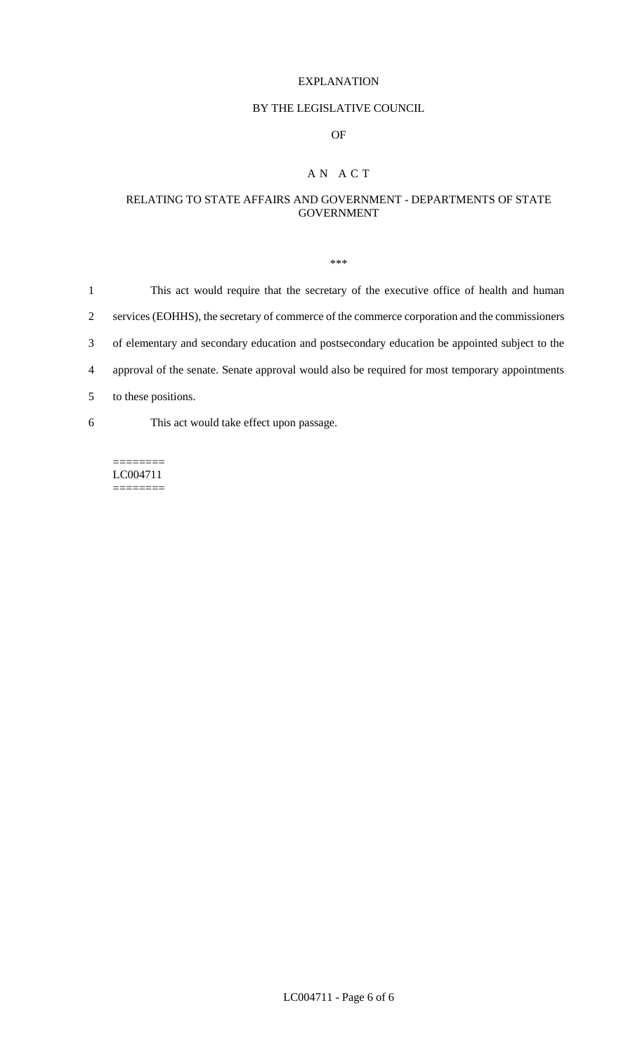EXPLANATION

BY THE LEGISLATIVE COUNCIL

OF

A N A C T

RELATING TO STATE AFFAIRS AND GOVERNMENT - DEPARTMENTS OF STATE GOVERNMENT

***

This act would require that the secretary of the executive office of health and human services (EOHHS), the secretary of commerce of the commerce corporation and the commissioners of elementary and secondary education and postsecondary education be appointed subject to the approval of the senate. Senate approval would also be required for most temporary appointments to these positions.

This act would take effect upon passage.

========
LC004711
========